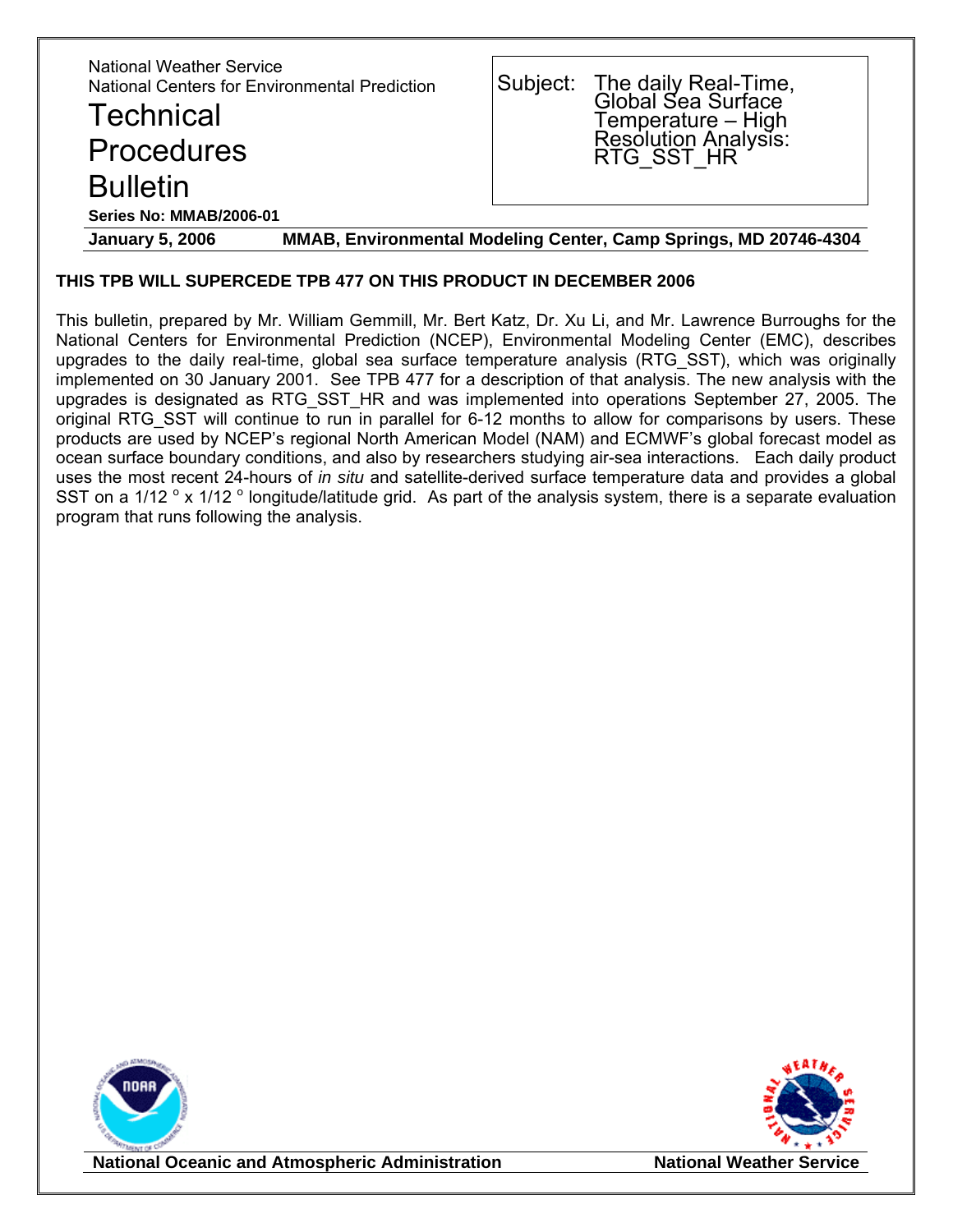National Weather Service
National Centers for Environmental Prediction

# Technical Procedures Bulletin

**Series No: MMAB/2006-01**

Subject: The daily Real-Time, Global Sea Surface Temperature – High Resolution Analysis: RTG_SST_HR

**January 5, 2006** **MMAB, Environmental Modeling Center, Camp Springs, MD 20746-4304**

**THIS TPB WILL SUPERCEDE TPB 477 ON THIS PRODUCT IN DECEMBER 2006**

This bulletin, prepared by Mr. William Gemmill, Mr. Bert Katz, Dr. Xu Li, and Mr. Lawrence Burroughs for the National Centers for Environmental Prediction (NCEP), Environmental Modeling Center (EMC), describes upgrades to the daily real-time, global sea surface temperature analysis (RTG_SST), which was originally implemented on 30 January 2001. See TPB 477 for a description of that analysis. The new analysis with the upgrades is designated as RTG_SST_HR and was implemented into operations September 27, 2005. The original RTG_SST will continue to run in parallel for 6-12 months to allow for comparisons by users. These products are used by NCEP's regional North American Model (NAM) and ECMWF's global forecast model as ocean surface boundary conditions, and also by researchers studying air-sea interactions. Each daily product uses the most recent 24-hours of *in situ* and satellite-derived surface temperature data and provides a global SST on a 1/12 $^{\circ}$ x 1/12 $^{\circ}$ longitude/latitude grid. As part of the analysis system, there is a separate evaluation program that runs following the analysis.

**National Oceanic and Atmospheric Administration** **National Weather Service**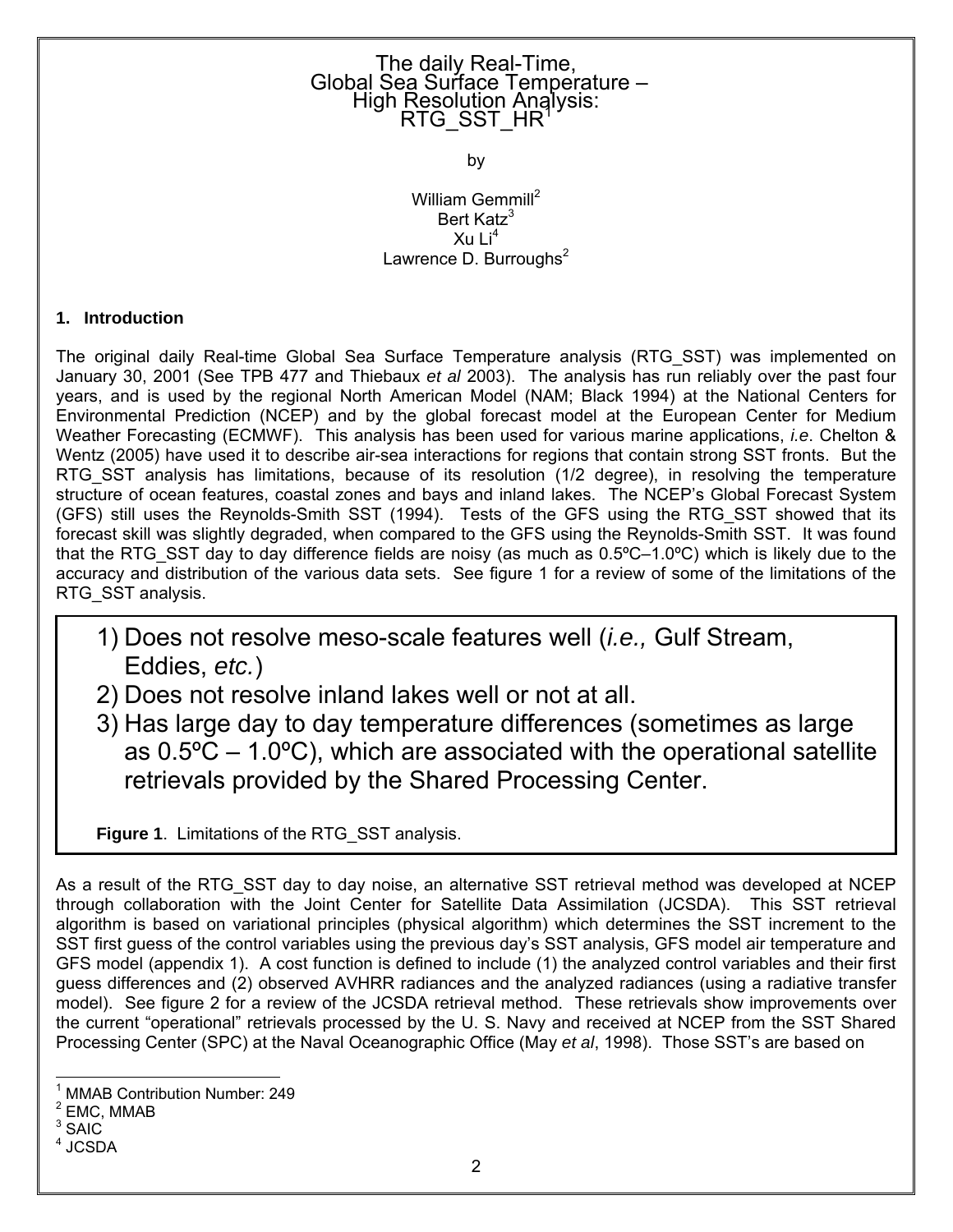# The daily Real-Time, Global Sea Surface Temperature – High Resolution Analysis: RTG_SST_HR[1]

by

William Gemmill[2]
Bert Katz[3]
Xu Li[4]
Lawrence D. Burroughs[2]

## 1. Introduction

The original daily Real-time Global Sea Surface Temperature analysis (RTG_SST) was implemented on January 30, 2001 (See TPB 477 and Thiebaux *et al* 2003). The analysis has run reliably over the past four years, and is used by the regional North American Model (NAM; Black 1994) at the National Centers for Environmental Prediction (NCEP) and by the global forecast model at the European Center for Medium Weather Forecasting (ECMWF). This analysis has been used for various marine applications, *i.e*. Chelton & Wentz (2005) have used it to describe air-sea interactions for regions that contain strong SST fronts. But the RTG_SST analysis has limitations, because of its resolution (1/2 degree), in resolving the temperature structure of ocean features, coastal zones and bays and inland lakes. The NCEP's Global Forecast System (GFS) still uses the Reynolds-Smith SST (1994). Tests of the GFS using the RTG_SST showed that its forecast skill was slightly degraded, when compared to the GFS using the Reynolds-Smith SST. It was found that the RTG_SST day to day difference fields are noisy (as much as 0.5ºC–1.0ºC) which is likely due to the accuracy and distribution of the various data sets. See figure 1 for a review of some of the limitations of the RTG_SST analysis.

1) Does not resolve meso-scale features well (*i.e.,* Gulf Stream, Eddies, *etc.*)
2) Does not resolve inland lakes well or not at all.
3) Has large day to day temperature differences (sometimes as large as 0.5ºC – 1.0ºC), which are associated with the operational satellite retrievals provided by the Shared Processing Center.

**Figure 1**. Limitations of the RTG_SST analysis.

As a result of the RTG_SST day to day noise, an alternative SST retrieval method was developed at NCEP through collaboration with the Joint Center for Satellite Data Assimilation (JCSDA). This SST retrieval algorithm is based on variational principles (physical algorithm) which determines the SST increment to the SST first guess of the control variables using the previous day's SST analysis, GFS model air temperature and GFS model (appendix 1). A cost function is defined to include (1) the analyzed control variables and their first guess differences and (2) observed AVHRR radiances and the analyzed radiances (using a radiative transfer model). See figure 2 for a review of the JCSDA retrieval method. These retrievals show improvements over the current "operational" retrievals processed by the U. S. Navy and received at NCEP from the SST Shared Processing Center (SPC) at the Naval Oceanographic Office (May *et al*, 1998). Those SST's are based on

[1] MMAB Contribution Number: 249
[2] EMC, MMAB
[3] SAIC
[4] JCSDA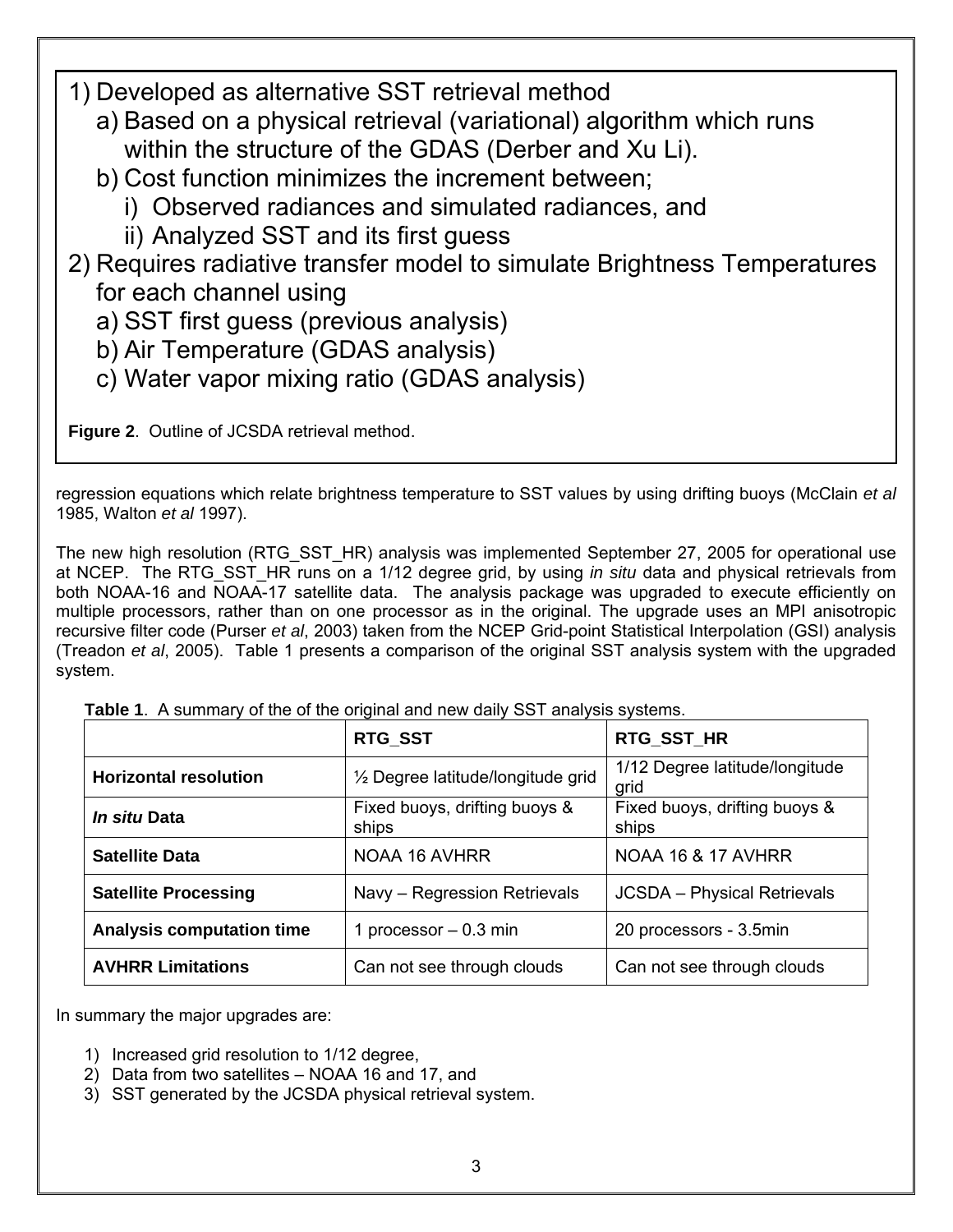1) Developed as alternative SST retrieval method
   a) Based on a physical retrieval (variational) algorithm which runs within the structure of the GDAS (Derber and Xu Li).
   b) Cost function minimizes the increment between;
      i) Observed radiances and simulated radiances, and
      ii) Analyzed SST and its first guess
2) Requires radiative transfer model to simulate Brightness Temperatures for each channel using
   a) SST first guess (previous analysis)
   b) Air Temperature (GDAS analysis)
   c) Water vapor mixing ratio (GDAS analysis)

**Figure 2**. Outline of JCSDA retrieval method.

regression equations which relate brightness temperature to SST values by using drifting buoys (McClain *et al* 1985, Walton *et al* 1997).

The new high resolution (RTG_SST_HR) analysis was implemented September 27, 2005 for operational use at NCEP. The RTG_SST_HR runs on a 1/12 degree grid, by using *in situ* data and physical retrievals from both NOAA-16 and NOAA-17 satellite data. The analysis package was upgraded to execute efficiently on multiple processors, rather than on one processor as in the original. The upgrade uses an MPI anisotropic recursive filter code (Purser *et al*, 2003) taken from the NCEP Grid-point Statistical Interpolation (GSI) analysis (Treadon *et al*, 2005). Table 1 presents a comparison of the original SST analysis system with the upgraded system.

**Table 1**. A summary of the of the original and new daily SST analysis systems.

| | **RTG_SST** | **RTG_SST_HR** |
|---|---|---|
| **Horizontal resolution** | ½ Degree latitude/longitude grid | 1/12 Degree latitude/longitude grid |
| ***In situ* Data** | Fixed buoys, drifting buoys & ships | Fixed buoys, drifting buoys & ships |
| **Satellite Data** | NOAA 16 AVHRR | NOAA 16 & 17 AVHRR |
| **Satellite Processing** | Navy – Regression Retrievals | JCSDA – Physical Retrievals |
| **Analysis computation time** | 1 processor – 0.3 min | 20 processors - 3.5min |
| **AVHRR Limitations** | Can not see through clouds | Can not see through clouds |

In summary the major upgrades are:

1) Increased grid resolution to 1/12 degree,
2) Data from two satellites – NOAA 16 and 17, and
3) SST generated by the JCSDA physical retrieval system.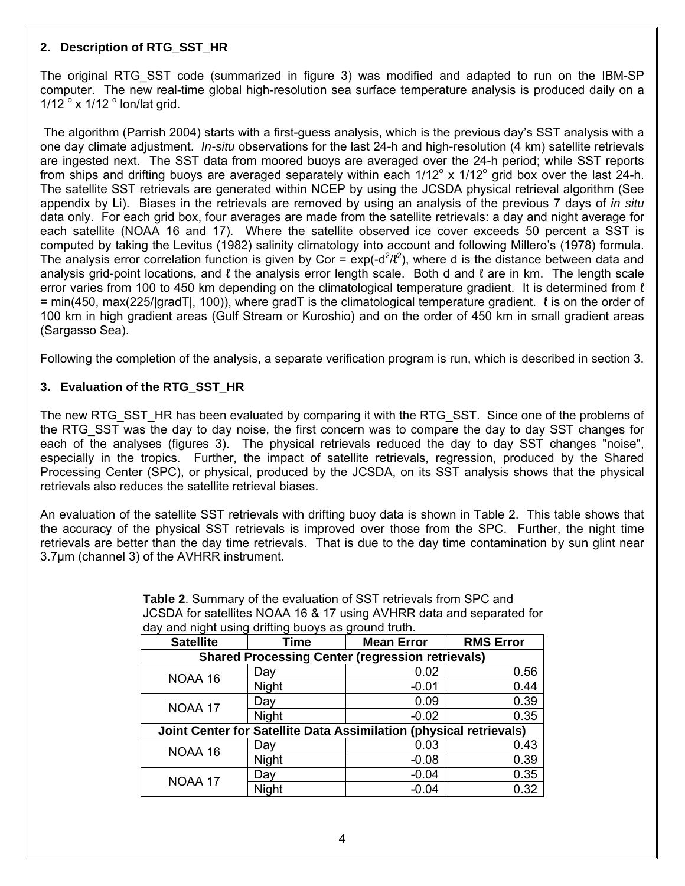## 2. Description of RTG_SST_HR

The original RTG_SST code (summarized in figure 3) was modified and adapted to run on the IBM-SP computer. The new real-time global high-resolution sea surface temperature analysis is produced daily on a $1/12^{\circ} \times 1/12^{\circ}$ lon/lat grid.

The algorithm (Parrish 2004) starts with a first-guess analysis, which is the previous day's SST analysis with a one day climate adjustment. *In-situ* observations for the last 24-h and high-resolution (4 km) satellite retrievals are ingested next. The SST data from moored buoys are averaged over the 24-h period; while SST reports from ships and drifting buoys are averaged separately within each $1/12^{\circ} \times 1/12^{\circ}$ grid box over the last 24-h. The satellite SST retrievals are generated within NCEP by using the JCSDA physical retrieval algorithm (See appendix by Li). Biases in the retrievals are removed by using an analysis of the previous 7 days of *in situ* data only. For each grid box, four averages are made from the satellite retrievals: a day and night average for each satellite (NOAA 16 and 17). Where the satellite observed ice cover exceeds 50 percent a SST is computed by taking the Levitus (1982) salinity climatology into account and following Millero's (1978) formula. The analysis error correlation function is given by $Cor = \exp(-d^2/\ell^2)$, where d is the distance between data and analysis grid-point locations, and $\ell$ the analysis error length scale. Both d and $\ell$ are in km. The length scale error varies from 100 to 450 km depending on the climatological temperature gradient. It is determined from $\ell = \min(450, \max(225/|gradT|, 100))$, where gradT is the climatological temperature gradient. $\ell$ is on the order of 100 km in high gradient areas (Gulf Stream or Kuroshio) and on the order of 450 km in small gradient areas (Sargasso Sea).

Following the completion of the analysis, a separate verification program is run, which is described in section 3.

## 3. Evaluation of the RTG_SST_HR

The new RTG_SST_HR has been evaluated by comparing it with the RTG_SST. Since one of the problems of the RTG_SST was the day to day noise, the first concern was to compare the day to day SST changes for each of the analyses (figures 3). The physical retrievals reduced the day to day SST changes "noise", especially in the tropics. Further, the impact of satellite retrievals, regression, produced by the Shared Processing Center (SPC), or physical, produced by the JCSDA, on its SST analysis shows that the physical retrievals also reduces the satellite retrieval biases.

An evaluation of the satellite SST retrievals with drifting buoy data is shown in Table 2. This table shows that the accuracy of the physical SST retrievals is improved over those from the SPC. Further, the night time retrievals are better than the day time retrievals. That is due to the day time contamination by sun glint near 3.7µm (channel 3) of the AVHRR instrument.

**Table 2**. Summary of the evaluation of SST retrievals from SPC and JCSDA for satellites NOAA 16 & 17 using AVHRR data and separated for day and night using drifting buoys as ground truth.

| Satellite | Time | Mean Error | RMS Error |
|---|---|---|---|
| **Shared Processing Center (regression retrievals)** | | | |
| NOAA 16 | Day | 0.02 | 0.56 |
| | Night | -0.01 | 0.44 |
| NOAA 17 | Day | 0.09 | 0.39 |
| | Night | -0.02 | 0.35 |
| **Joint Center for Satellite Data Assimilation (physical retrievals)** | | | |
| NOAA 16 | Day | 0.03 | 0.43 |
| | Night | -0.08 | 0.39 |
| NOAA 17 | Day | -0.04 | 0.35 |
| | Night | -0.04 | 0.32 |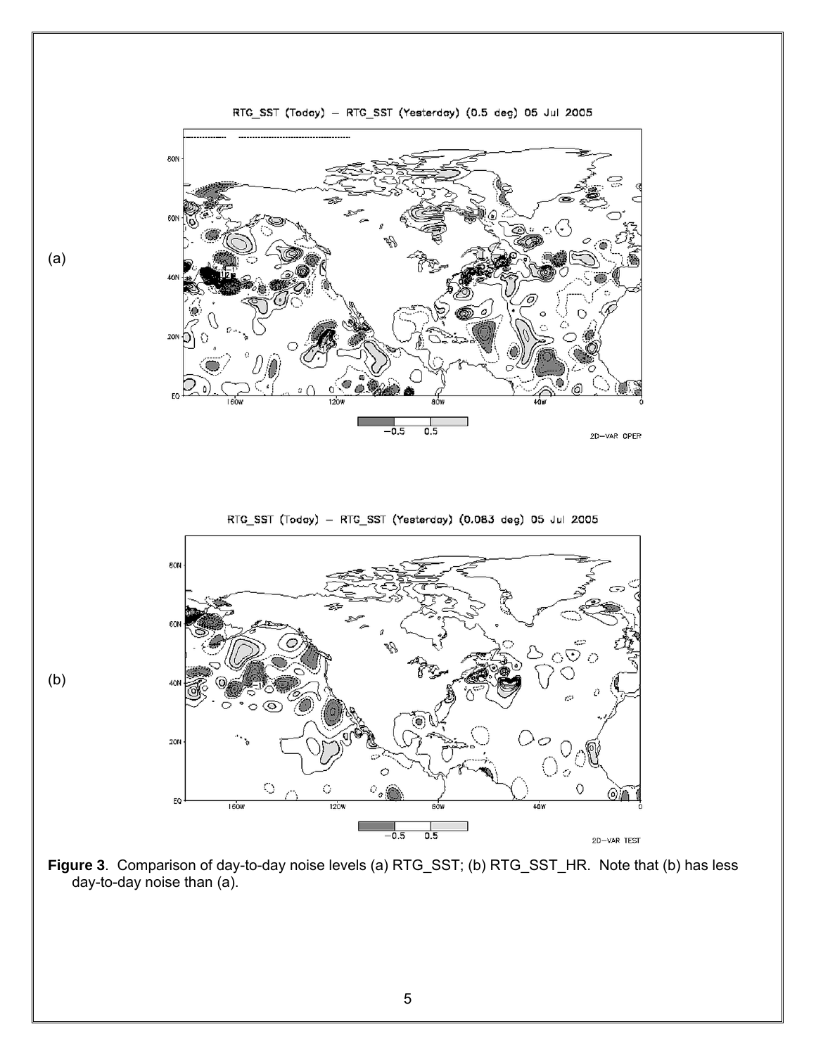(a)

(b)

**Figure 3**. Comparison of day-to-day noise levels (a) RTG_SST; (b) RTG_SST_HR. Note that (b) has less day-to-day noise than (a).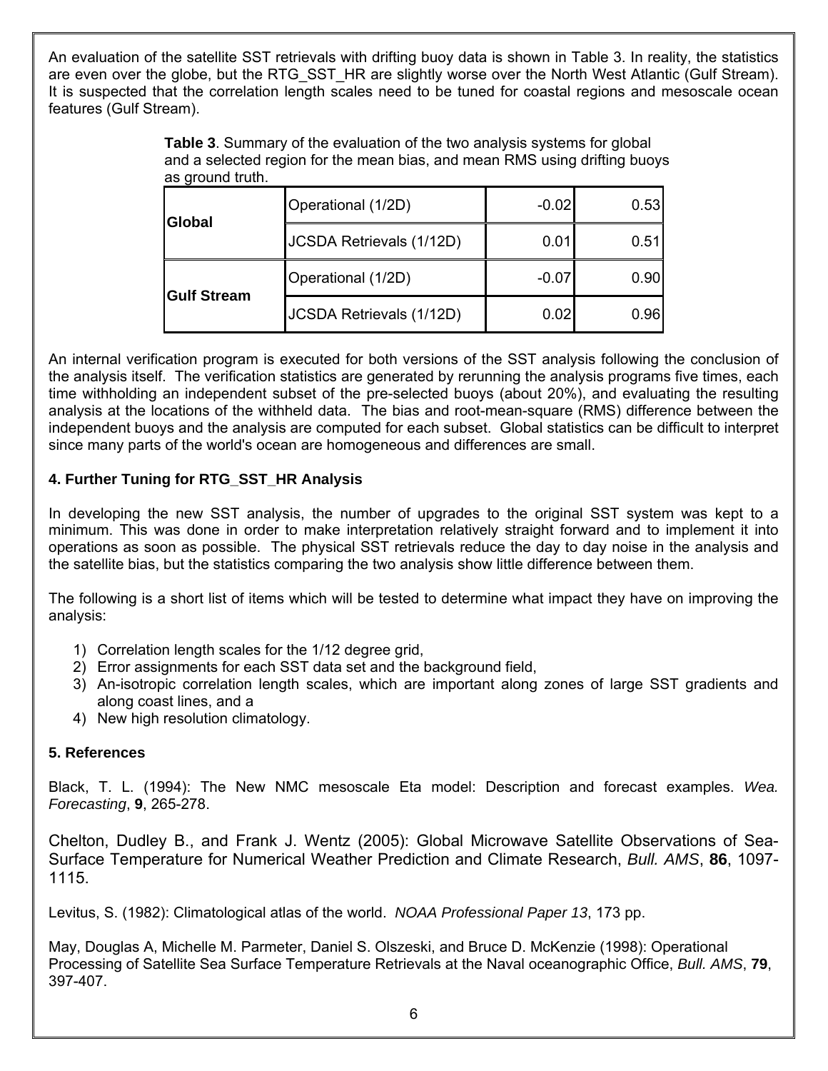An evaluation of the satellite SST retrievals with drifting buoy data is shown in Table 3. In reality, the statistics are even over the globe, but the RTG_SST_HR are slightly worse over the North West Atlantic (Gulf Stream). It is suspected that the correlation length scales need to be tuned for coastal regions and mesoscale ocean features (Gulf Stream).

**Table 3**. Summary of the evaluation of the two analysis systems for global and a selected region for the mean bias, and mean RMS using drifting buoys as ground truth.

| | | | |
|---|---|---|---|
| **Global** | Operational (1/2D) | -0.02 | 0.53 |
| | JCSDA Retrievals (1/12D) | 0.01 | 0.51 |
| **Gulf Stream** | Operational (1/2D) | -0.07 | 0.90 |
| | JCSDA Retrievals (1/12D) | 0.02 | 0.96 |

An internal verification program is executed for both versions of the SST analysis following the conclusion of the analysis itself. The verification statistics are generated by rerunning the analysis programs five times, each time withholding an independent subset of the pre-selected buoys (about 20%), and evaluating the resulting analysis at the locations of the withheld data. The bias and root-mean-square (RMS) difference between the independent buoys and the analysis are computed for each subset. Global statistics can be difficult to interpret since many parts of the world's ocean are homogeneous and differences are small.

### 4. Further Tuning for RTG_SST_HR Analysis

In developing the new SST analysis, the number of upgrades to the original SST system was kept to a minimum. This was done in order to make interpretation relatively straight forward and to implement it into operations as soon as possible. The physical SST retrievals reduce the day to day noise in the analysis and the satellite bias, but the statistics comparing the two analysis show little difference between them.

The following is a short list of items which will be tested to determine what impact they have on improving the analysis:

1) Correlation length scales for the 1/12 degree grid,
2) Error assignments for each SST data set and the background field,
3) An-isotropic correlation length scales, which are important along zones of large SST gradients and along coast lines, and a
4) New high resolution climatology.

### 5. References

Black, T. L. (1994): The New NMC mesoscale Eta model: Description and forecast examples. *Wea. Forecasting*, **9**, 265-278.

Chelton, Dudley B., and Frank J. Wentz (2005): Global Microwave Satellite Observations of Sea-Surface Temperature for Numerical Weather Prediction and Climate Research, *Bull. AMS*, **86**, 1097-1115.

Levitus, S. (1982): Climatological atlas of the world. *NOAA Professional Paper 13*, 173 pp.

May, Douglas A, Michelle M. Parmeter, Daniel S. Olszeski, and Bruce D. McKenzie (1998): Operational Processing of Satellite Sea Surface Temperature Retrievals at the Naval oceanographic Office, *Bull. AMS*, **79**, 397-407.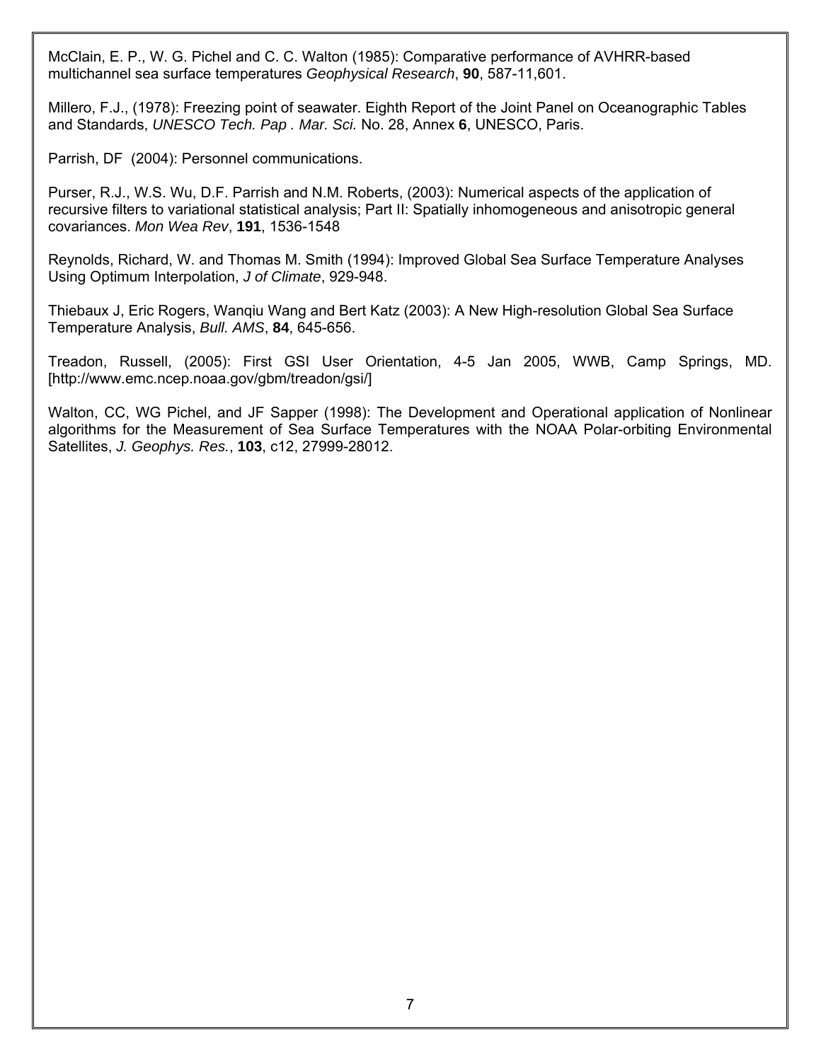McClain, E. P., W. G. Pichel and C. C. Walton (1985): Comparative performance of AVHRR-based multichannel sea surface temperatures *Geophysical Research*, **90**, 587-11,601.

Millero, F.J., (1978): Freezing point of seawater. Eighth Report of the Joint Panel on Oceanographic Tables and Standards, *UNESCO Tech. Pap . Mar. Sci.* No. 28, Annex **6**, UNESCO, Paris.

Parrish, DF (2004): Personnel communications.

Purser, R.J., W.S. Wu, D.F. Parrish and N.M. Roberts, (2003): Numerical aspects of the application of recursive filters to variational statistical analysis; Part II: Spatially inhomogeneous and anisotropic general covariances. *Mon Wea Rev*, **191**, 1536-1548

Reynolds, Richard, W. and Thomas M. Smith (1994): Improved Global Sea Surface Temperature Analyses Using Optimum Interpolation, *J of Climate*, 929-948.

Thiebaux J, Eric Rogers, Wanqiu Wang and Bert Katz (2003): A New High-resolution Global Sea Surface Temperature Analysis, *Bull. AMS*, **84**, 645-656.

Treadon, Russell, (2005): First GSI User Orientation, 4-5 Jan 2005, WWB, Camp Springs, MD. [http://www.emc.ncep.noaa.gov/gbm/treadon/gsi/]

Walton, CC, WG Pichel, and JF Sapper (1998): The Development and Operational application of Nonlinear algorithms for the Measurement of Sea Surface Temperatures with the NOAA Polar-orbiting Environmental Satellites, *J. Geophys. Res.*, **103**, c12, 27999-28012.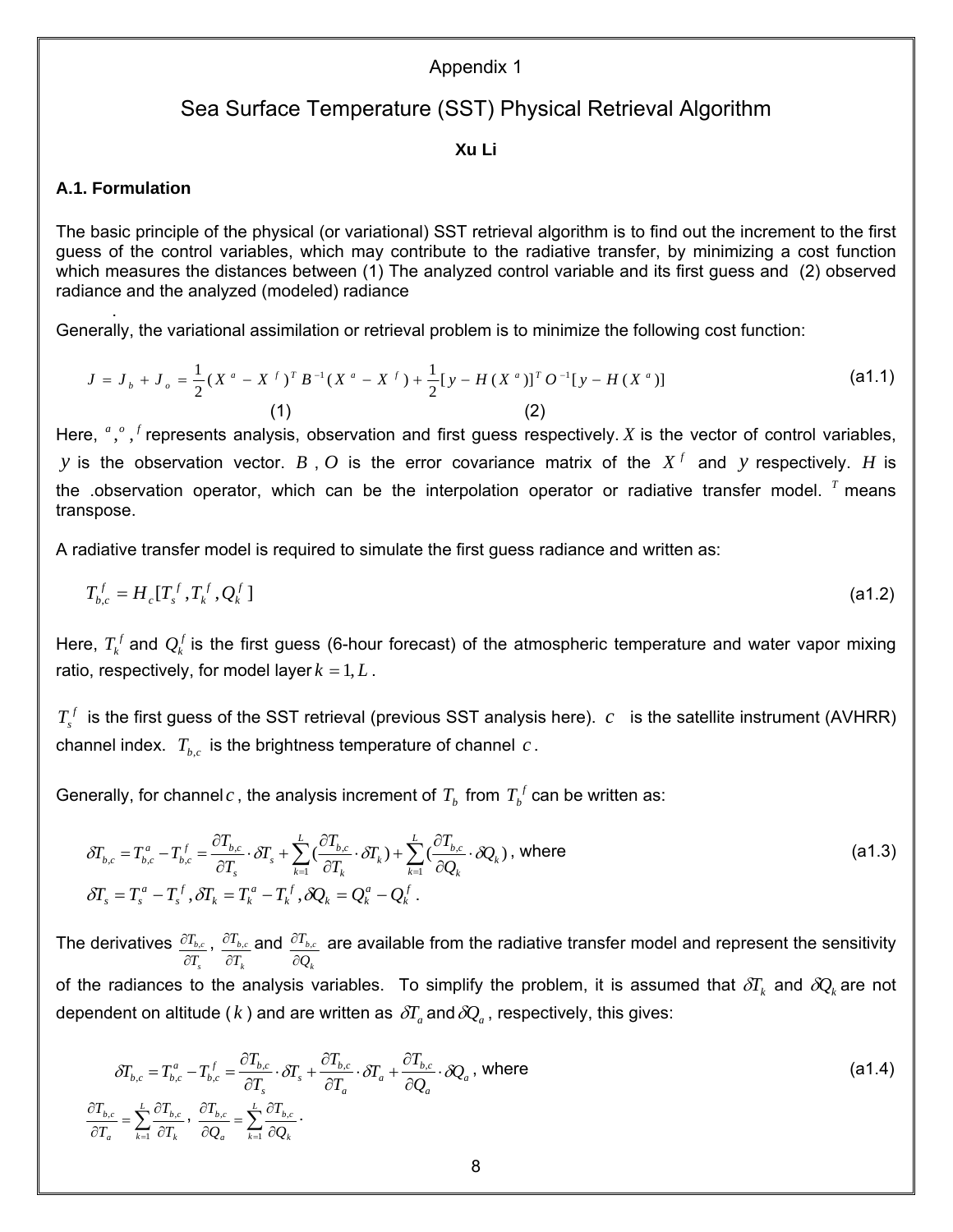# Appendix 1

## Sea Surface Temperature (SST) Physical Retrieval Algorithm

**Xu Li**

### A.1. Formulation

The basic principle of the physical (or variational) SST retrieval algorithm is to find out the increment to the first guess of the control variables, which may contribute to the radiative transfer, by minimizing a cost function which measures the distances between (1) The analyzed control variable and its first guess and (2) observed radiance and the analyzed (modeled) radiance

.

Generally, the variational assimilation or retrieval problem is to minimize the following cost function:

$$J = J_b + J_o = \underbrace{\frac{1}{2}(X^a - X^f)^T B^{-1}(X^a - X^f)}_{(1)} + \underbrace{\frac{1}{2}[y - H(X^a)]^T O^{-1}[y - H(X^a)]}_{(2)} \tag{a1.1}$$

Here, $^a$,$^o$ ,$^f$ represents analysis, observation and first guess respectively. $X$ is the vector of control variables, $y$ is the observation vector. $B$ , $O$ is the error covariance matrix of the $X^f$ and $y$ respectively. $H$ is the .observation operator, which can be the interpolation operator or radiative transfer model. $^T$ means transpose.

A radiative transfer model is required to simulate the first guess radiance and written as:

$$T_{b,c}^f = H_c[T_s^f, T_k^f, Q_k^f] \tag{a1.2}$$

Here, $T_k^f$ and $Q_k^f$ is the first guess (6-hour forecast) of the atmospheric temperature and water vapor mixing ratio, respectively, for model layer $k = 1, L$ .

$T_s^f$ is the first guess of the SST retrieval (previous SST analysis here). $c$ is the satellite instrument (AVHRR) channel index. $T_{b,c}$ is the brightness temperature of channel $c$ .

Generally, for channel $c$ , the analysis increment of $T_b$ from $T_b^f$ can be written as:

$$\delta T_{b,c} = T_{b,c}^a - T_{b,c}^f = \frac{\partial T_{b,c}}{\partial T_s} \cdot \delta T_s + \sum_{k=1}^{L} \left(\frac{\partial T_{b,c}}{\partial T_k} \cdot \delta T_k\right) + \sum_{k=1}^{L} \left(\frac{\partial T_{b,c}}{\partial Q_k} \cdot \delta Q_k\right), \text{ where} \tag{a1.3}$$

$$\delta T_s = T_s^a - T_s^f, \delta T_k = T_k^a - T_k^f, \delta Q_k = Q_k^a - Q_k^f.$$

The derivatives $\frac{\partial T_{b,c}}{\partial T_s}$, $\frac{\partial T_{b,c}}{\partial T_k}$ and $\frac{\partial T_{b,c}}{\partial Q_k}$ are available from the radiative transfer model and represent the sensitivity of the radiances to the analysis variables. To simplify the problem, it is assumed that $\delta T_k$ and $\delta Q_k$ are not dependent on altitude ( $k$ ) and are written as $\delta T_a$ and $\delta Q_a$ , respectively, this gives:

$$\delta T_{b,c} = T_{b,c}^a - T_{b,c}^f = \frac{\partial T_{b,c}}{\partial T_s} \cdot \delta T_s + \frac{\partial T_{b,c}}{\partial T_a} \cdot \delta T_a + \frac{\partial T_{b,c}}{\partial Q_a} \cdot \delta Q_a, \text{ where} \tag{a1.4}$$

$$\frac{\partial T_{b,c}}{\partial T_a} = \sum_{k=1}^{L} \frac{\partial T_{b,c}}{\partial T_k}, \quad \frac{\partial T_{b,c}}{\partial Q_a} = \sum_{k=1}^{L} \frac{\partial T_{b,c}}{\partial Q_k}.$$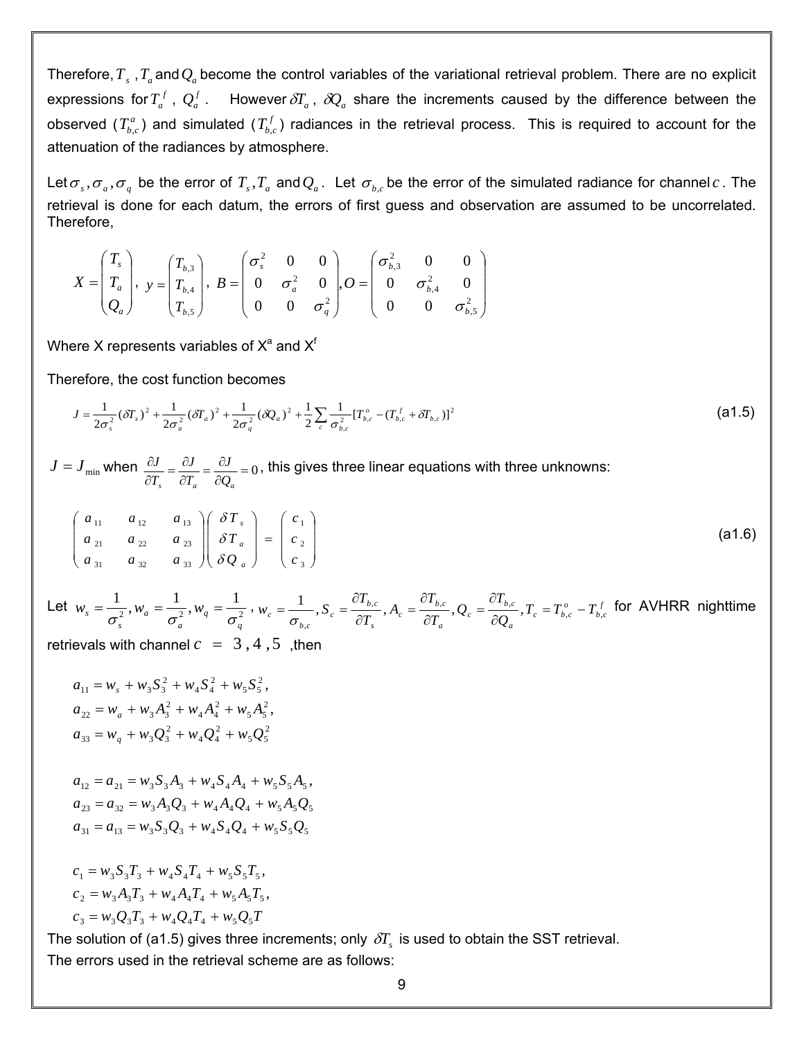Therefore, $T_s$ , $T_a$ and $Q_a$ become the control variables of the variational retrieval problem. There are no explicit expressions for $T_a^f$ , $Q_a^f$ . However $\delta T_a$ , $\delta Q_a$ share the increments caused by the difference between the observed ($T_{b,c}^a$) and simulated ($T_{b,c}^f$) radiances in the retrieval process. This is required to account for the attenuation of the radiances by atmosphere.

Let $\sigma_s, \sigma_a, \sigma_q$ be the error of $T_s, T_a$ and $Q_a$. Let $\sigma_{b,c}$ be the error of the simulated radiance for channel $c$. The retrieval is done for each datum, the errors of first guess and observation are assumed to be uncorrelated. Therefore,

$$X = \begin{pmatrix} T_s \\ T_a \\ Q_a \end{pmatrix}, \; y = \begin{pmatrix} T_{b,3} \\ T_{b,4} \\ T_{b,5} \end{pmatrix}, \; B = \begin{pmatrix} \sigma_s^2 & 0 & 0 \\ 0 & \sigma_a^2 & 0 \\ 0 & 0 & \sigma_q^2 \end{pmatrix}, O = \begin{pmatrix} \sigma_{b,3}^2 & 0 & 0 \\ 0 & \sigma_{b,4}^2 & 0 \\ 0 & 0 & \sigma_{b,5}^2 \end{pmatrix}$$

Where X represents variables of $X^a$ and $X^f$

Therefore, the cost function becomes

$$J = \frac{1}{2\sigma_s^2}(\delta T_s)^2 + \frac{1}{2\sigma_a^2}(\delta T_a)^2 + \frac{1}{2\sigma_q^2}(\delta Q_a)^2 + \frac{1}{2}\sum_c \frac{1}{\sigma_{b,c}^2}[T_{b,c}^o - (T_{b,c}^f + \delta T_{b,c})]^2 \tag{a1.5}$$

$J = J_{\min}$ when $\frac{\partial J}{\partial T_s} = \frac{\partial J}{\partial T_a} = \frac{\partial J}{\partial Q_a} = 0$, this gives three linear equations with three unknowns:

$$\begin{pmatrix} a_{11} & a_{12} & a_{13} \\ a_{21} & a_{22} & a_{23} \\ a_{31} & a_{32} & a_{33} \end{pmatrix} \begin{pmatrix} \delta T_s \\ \delta T_a \\ \delta Q_a \end{pmatrix} = \begin{pmatrix} c_1 \\ c_2 \\ c_3 \end{pmatrix} \tag{a1.6}$$

Let $w_s = \frac{1}{\sigma_s^2}, w_a = \frac{1}{\sigma_a^2}, w_q = \frac{1}{\sigma_q^2}$, $w_c = \frac{1}{\sigma_{b,c}}, S_c = \frac{\partial T_{b,c}}{\partial T_s}, A_c = \frac{\partial T_{b,c}}{\partial T_a}, Q_c = \frac{\partial T_{b,c}}{\partial Q_a}, T_c = T_{b,c}^o - T_{b,c}^f$ for AVHRR nighttime retrievals with channel $c = 3, 4, 5$ ,then

$$a_{11} = w_s + w_3 S_3^2 + w_4 S_4^2 + w_5 S_5^2,$$
$$a_{22} = w_a + w_3 A_3^2 + w_4 A_4^2 + w_5 A_5^2,$$
$$a_{33} = w_q + w_3 Q_3^2 + w_4 Q_4^2 + w_5 Q_5^2$$

$$a_{12} = a_{21} = w_3 S_3 A_3 + w_4 S_4 A_4 + w_5 S_5 A_5,$$
$$a_{23} = a_{32} = w_3 A_3 Q_3 + w_4 A_4 Q_4 + w_5 A_5 Q_5$$
$$a_{31} = a_{13} = w_3 S_3 Q_3 + w_4 S_4 Q_4 + w_5 S_5 Q_5$$

$$c_1 = w_3 S_3 T_3 + w_4 S_4 T_4 + w_5 S_5 T_5,$$
$$c_2 = w_3 A_3 T_3 + w_4 A_4 T_4 + w_5 A_5 T_5,$$
$$c_3 = w_3 Q_3 T_3 + w_4 Q_4 T_4 + w_5 Q_5 T$$

The solution of (a1.5) gives three increments; only $\delta T_s$ is used to obtain the SST retrieval.

The errors used in the retrieval scheme are as follows: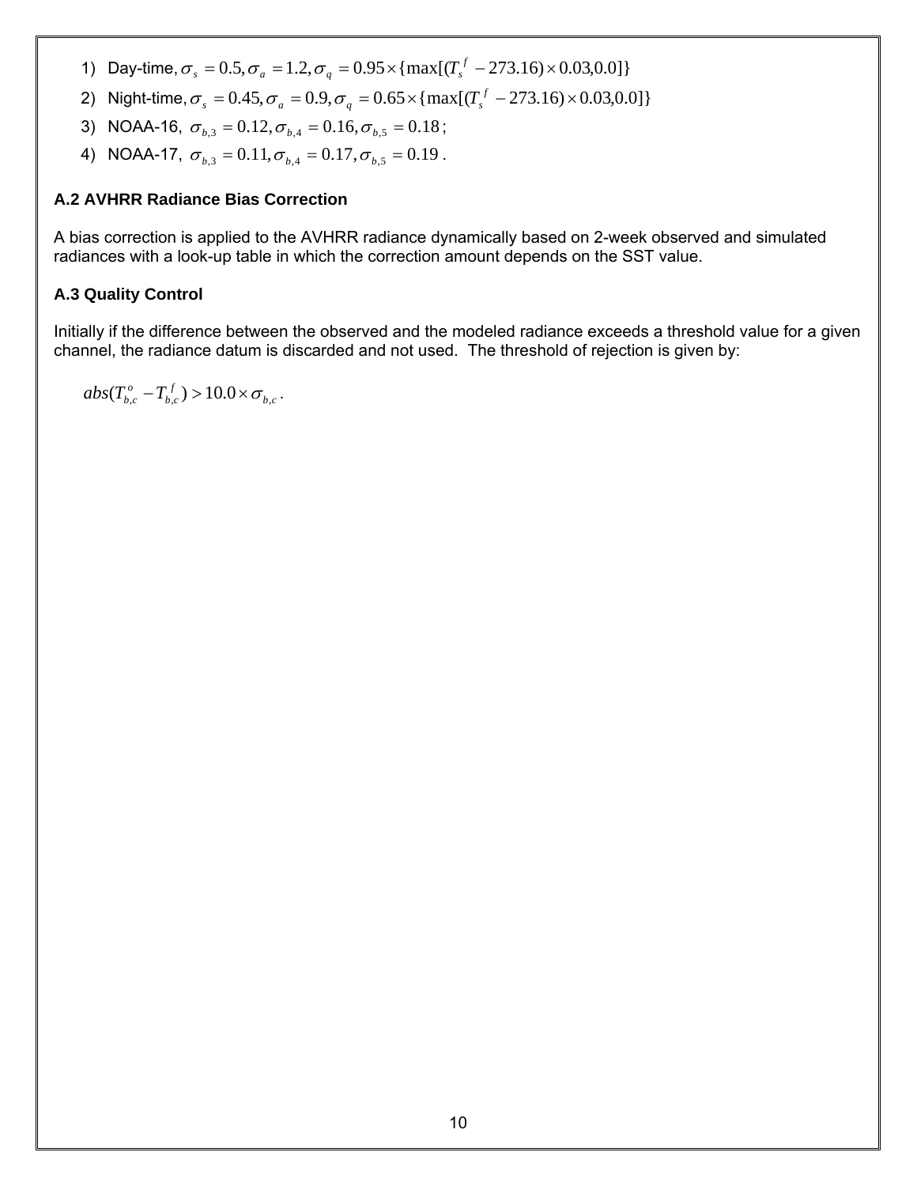1) Day-time, $\sigma_s = 0.5, \sigma_a = 1.2, \sigma_q = 0.95 \times \{\max[(T_s^f - 273.16) \times 0.03, 0.0]\}$
2) Night-time, $\sigma_s = 0.45, \sigma_a = 0.9, \sigma_q = 0.65 \times \{\max[(T_s^f - 273.16) \times 0.03, 0.0]\}$
3) NOAA-16, $\sigma_{b,3} = 0.12, \sigma_{b,4} = 0.16, \sigma_{b,5} = 0.18$;
4) NOAA-17, $\sigma_{b,3} = 0.11, \sigma_{b,4} = 0.17, \sigma_{b,5} = 0.19$.

### A.2 AVHRR Radiance Bias Correction

A bias correction is applied to the AVHRR radiance dynamically based on 2-week observed and simulated radiances with a look-up table in which the correction amount depends on the SST value.

### A.3 Quality Control

Initially if the difference between the observed and the modeled radiance exceeds a threshold value for a given channel, the radiance datum is discarded and not used. The threshold of rejection is given by:

$$abs(T_{b,c}^o - T_{b,c}^f) > 10.0 \times \sigma_{b,c}.$$